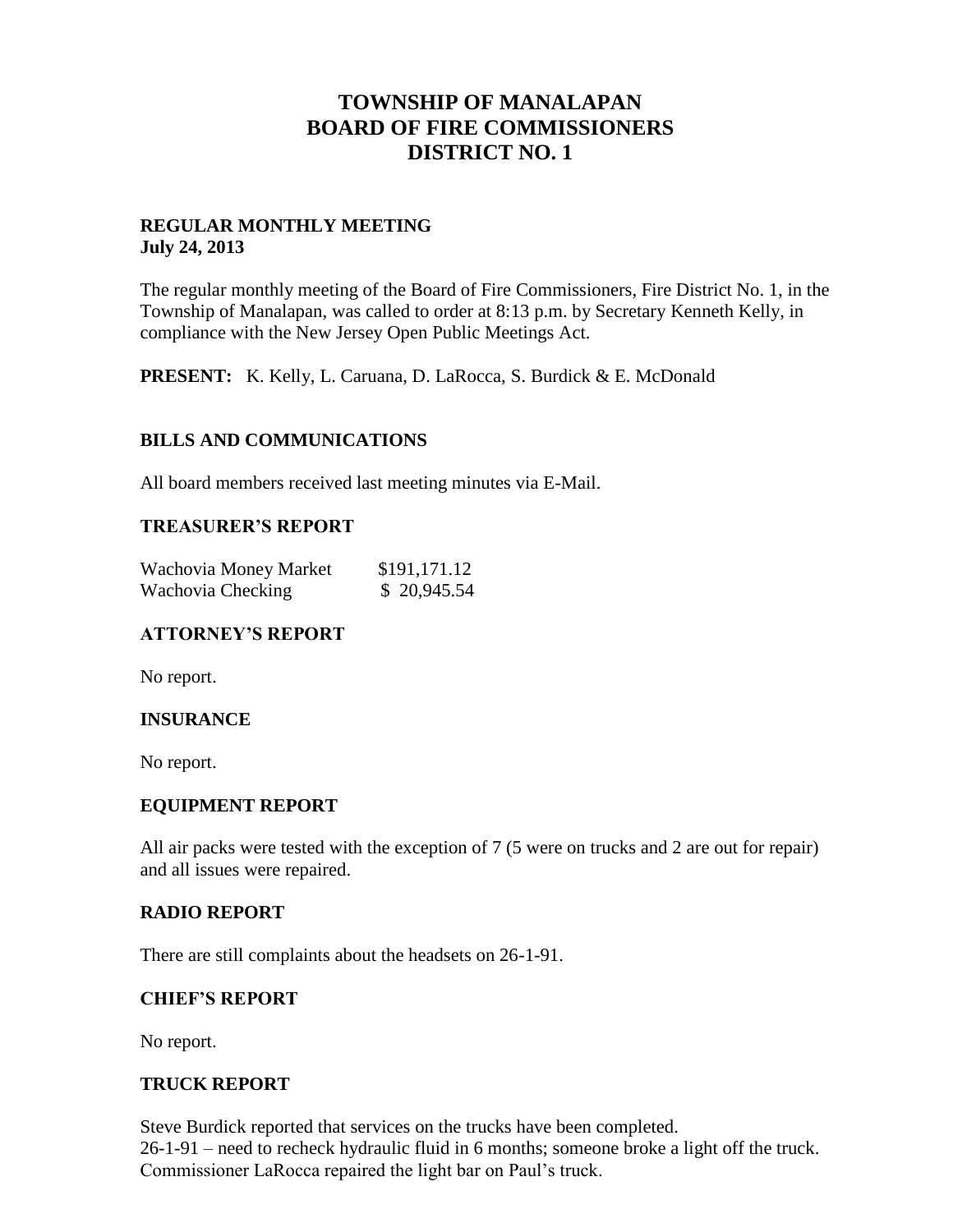# TOWNSHIP OF MANALAPAN
# BOARD OF FIRE COMMISSIONERS
# DISTRICT NO. 1

**REGULAR MONTHLY MEETING**
**July 24, 2013**

The regular monthly meeting of the Board of Fire Commissioners, Fire District No. 1, in the Township of Manalapan, was called to order at 8:13 p.m. by Secretary Kenneth Kelly, in compliance with the New Jersey Open Public Meetings Act.

**PRESENT:** K. Kelly, L. Caruana, D. LaRocca, S. Burdick & E. McDonald

## BILLS AND COMMUNICATIONS

All board members received last meeting minutes via E-Mail.

## TREASURER'S REPORT

| | |
|---|---|
| Wachovia Money Market | $191,171.12 |
| Wachovia Checking | $ 20,945.54 |

## ATTORNEY'S REPORT

No report.

## INSURANCE

No report.

## EQUIPMENT REPORT

All air packs were tested with the exception of 7 (5 were on trucks and 2 are out for repair) and all issues were repaired.

## RADIO REPORT

There are still complaints about the headsets on 26-1-91.

## CHIEF'S REPORT

No report.

## TRUCK REPORT

Steve Burdick reported that services on the trucks have been completed.
26-1-91 – need to recheck hydraulic fluid in 6 months; someone broke a light off the truck.
Commissioner LaRocca repaired the light bar on Paul's truck.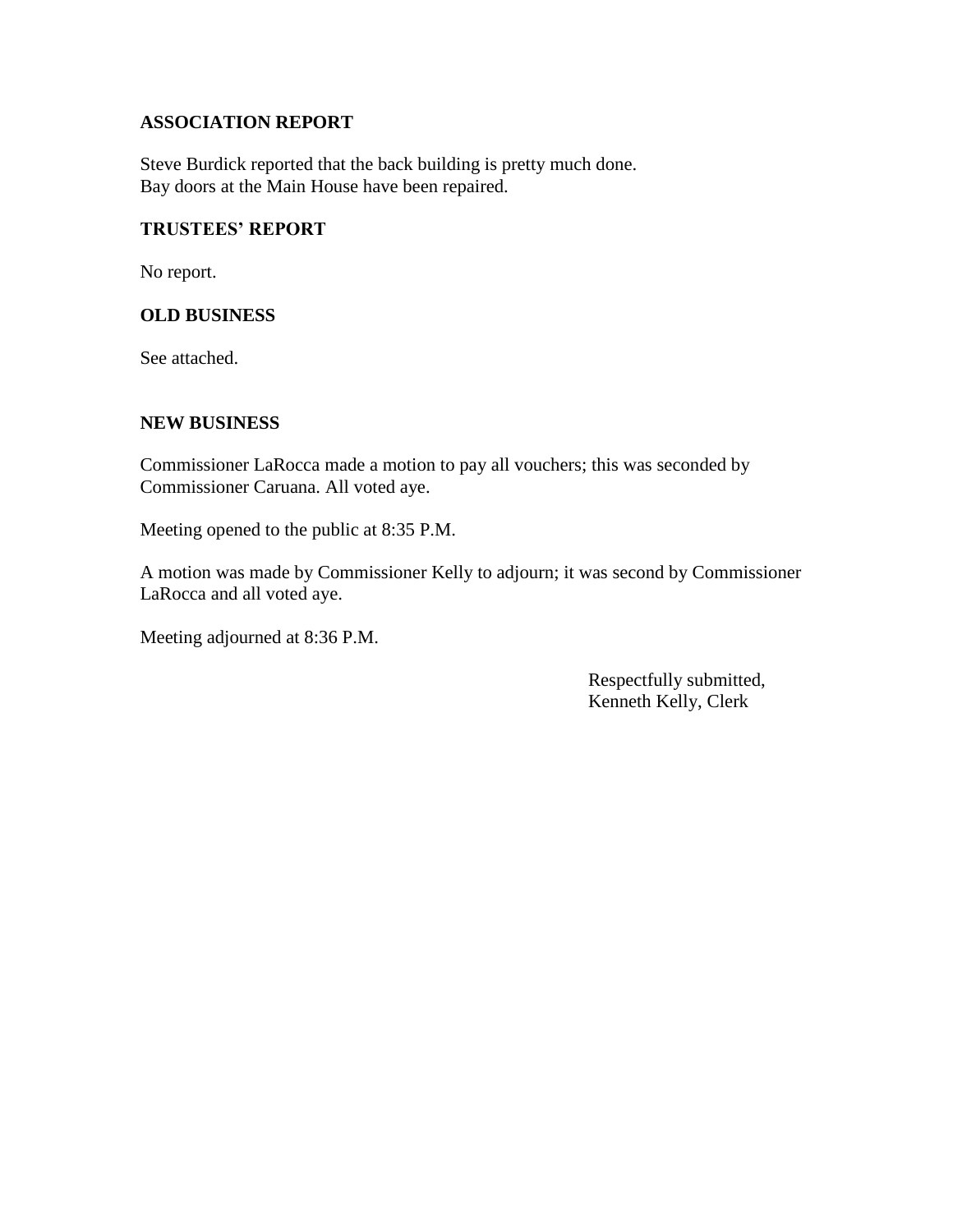**ASSOCIATION REPORT**

Steve Burdick reported that the back building is pretty much done.
Bay doors at the Main House have been repaired.

**TRUSTEES' REPORT**

No report.

**OLD BUSINESS**

See attached.

**NEW BUSINESS**

Commissioner LaRocca made a motion to pay all vouchers; this was seconded by Commissioner Caruana. All voted aye.

Meeting opened to the public at 8:35 P.M.

A motion was made by Commissioner Kelly to adjourn; it was second by Commissioner LaRocca and all voted aye.

Meeting adjourned at 8:36 P.M.

Respectfully submitted,
Kenneth Kelly, Clerk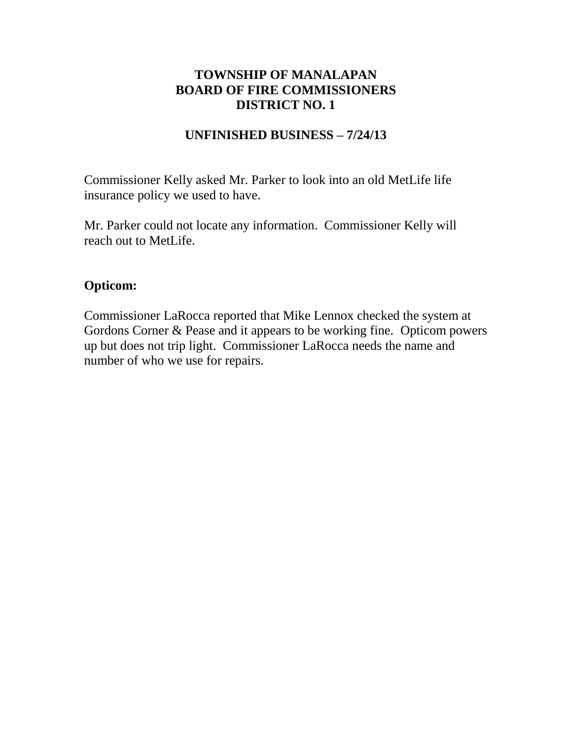**TOWNSHIP OF MANALAPAN**
**BOARD OF FIRE COMMISSIONERS**
**DISTRICT NO. 1**

**UNFINISHED BUSINESS – 7/24/13**

Commissioner Kelly asked Mr. Parker to look into an old MetLife life insurance policy we used to have.

Mr. Parker could not locate any information. Commissioner Kelly will reach out to MetLife.

**Opticom:**

Commissioner LaRocca reported that Mike Lennox checked the system at Gordons Corner & Pease and it appears to be working fine. Opticom powers up but does not trip light. Commissioner LaRocca needs the name and number of who we use for repairs.